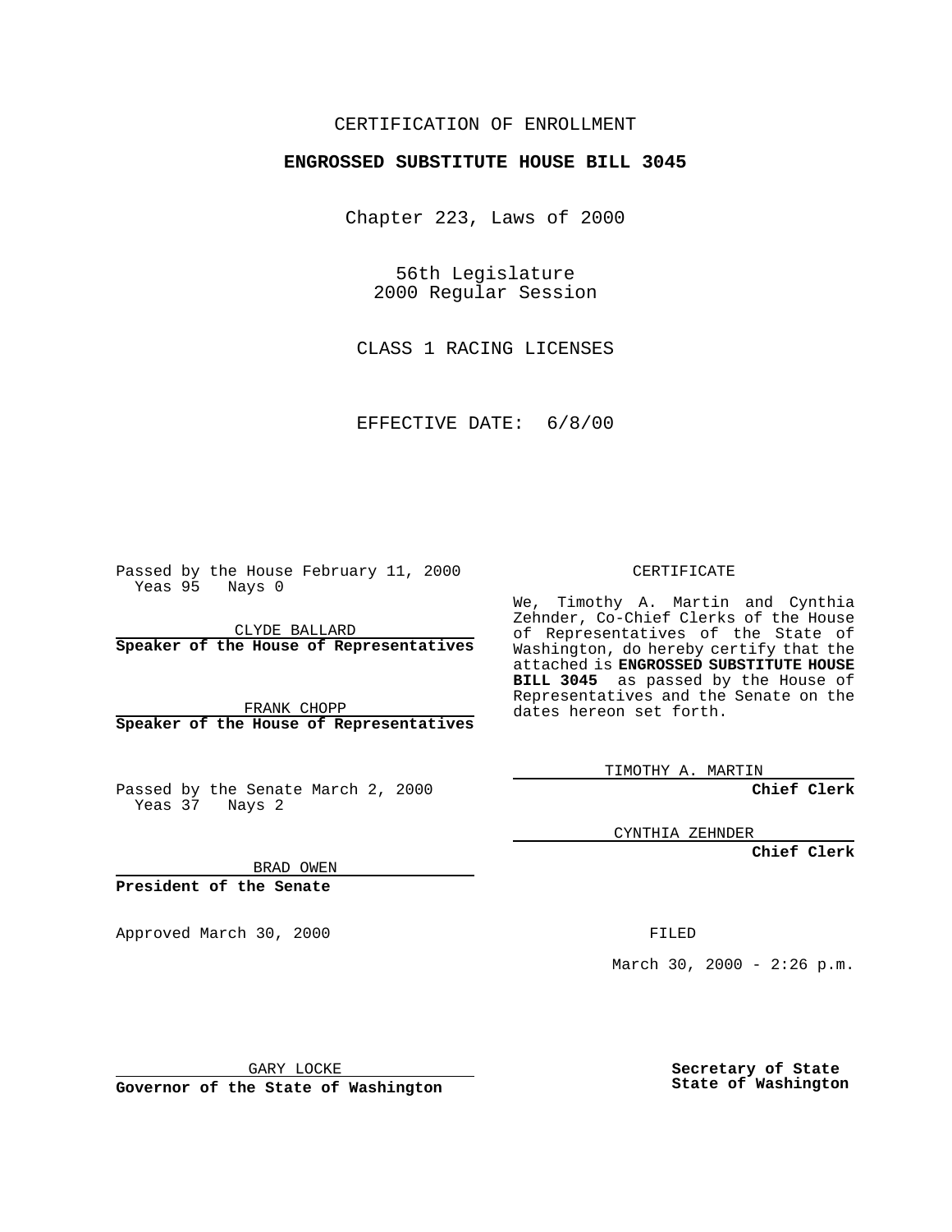CERTIFICATION OF ENROLLMENT

**ENGROSSED SUBSTITUTE HOUSE BILL 3045**

Chapter 223, Laws of 2000

56th Legislature
2000 Regular Session

CLASS 1 RACING LICENSES

EFFECTIVE DATE: 6/8/00

Passed by the House February 11, 2000
Yeas 95 Nays 0

CLYDE BALLARD
**Speaker of the House of Representatives**

FRANK CHOPP
**Speaker of the House of Representatives**

Passed by the Senate March 2, 2000
Yeas 37 Nays 2

BRAD OWEN
**President of the Senate**

Approved March 30, 2000

GARY LOCKE
**Governor of the State of Washington**

CERTIFICATE

We, Timothy A. Martin and Cynthia Zehnder, Co-Chief Clerks of the House of Representatives of the State of Washington, do hereby certify that the attached is **ENGROSSED SUBSTITUTE HOUSE BILL 3045** as passed by the House of Representatives and the Senate on the dates hereon set forth.

TIMOTHY A. MARTIN
**Chief Clerk**

CYNTHIA ZEHNDER
**Chief Clerk**

FILED

March 30, 2000 - 2:26 p.m.

**Secretary of State**
**State of Washington**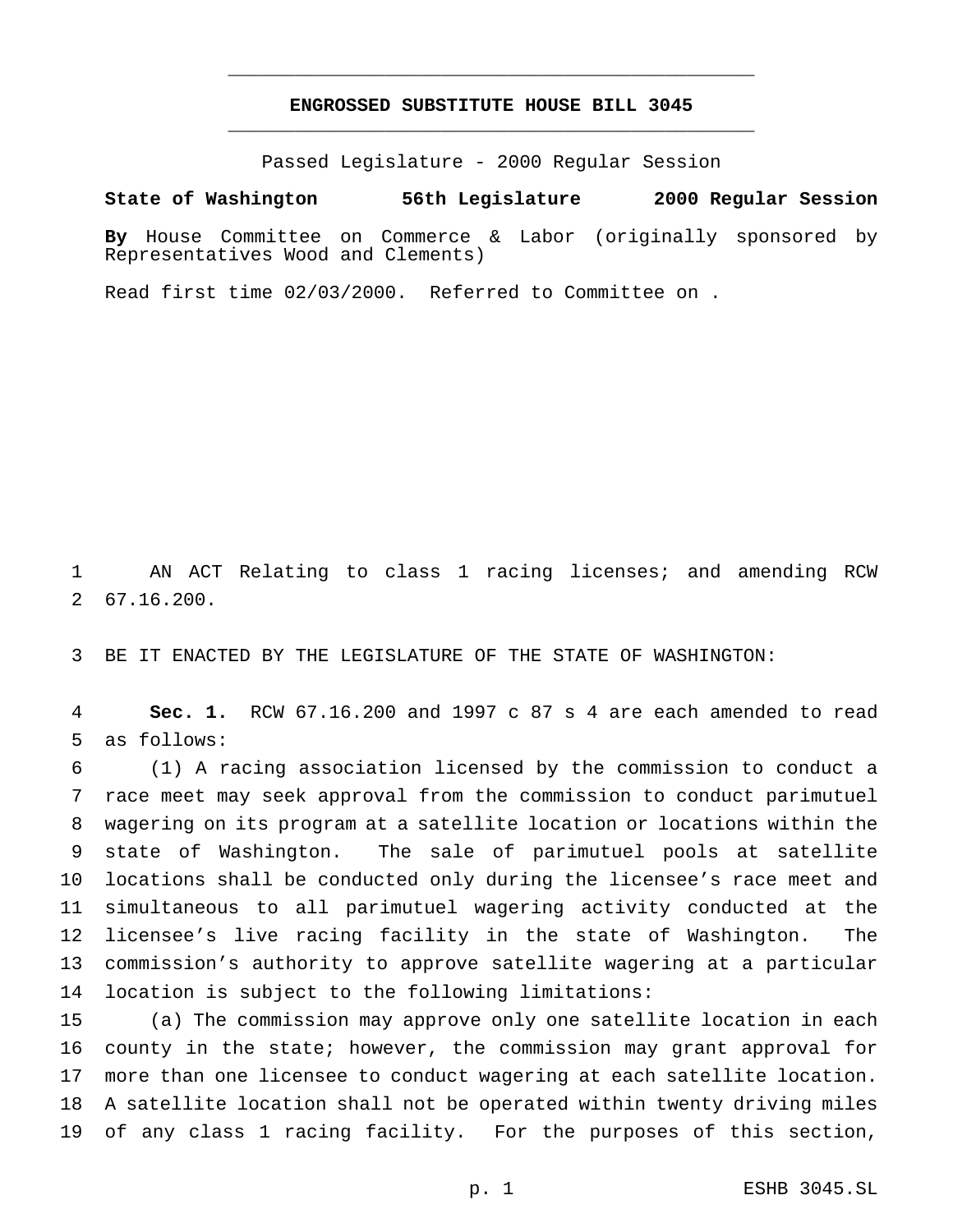# ENGROSSED SUBSTITUTE HOUSE BILL 3045

Passed Legislature - 2000 Regular Session

**State of Washington 56th Legislature 2000 Regular Session**

**By** House Committee on Commerce & Labor (originally sponsored by Representatives Wood and Clements)

Read first time 02/03/2000. Referred to Committee on .

AN ACT Relating to class 1 racing licenses; and amending RCW 67.16.200.

BE IT ENACTED BY THE LEGISLATURE OF THE STATE OF WASHINGTON:

**Sec. 1.** RCW 67.16.200 and 1997 c 87 s 4 are each amended to read as follows:

(1) A racing association licensed by the commission to conduct a race meet may seek approval from the commission to conduct parimutuel wagering on its program at a satellite location or locations within the state of Washington. The sale of parimutuel pools at satellite locations shall be conducted only during the licensee's race meet and simultaneous to all parimutuel wagering activity conducted at the licensee's live racing facility in the state of Washington. The commission's authority to approve satellite wagering at a particular location is subject to the following limitations:

(a) The commission may approve only one satellite location in each county in the state; however, the commission may grant approval for more than one licensee to conduct wagering at each satellite location. A satellite location shall not be operated within twenty driving miles of any class 1 racing facility. For the purposes of this section,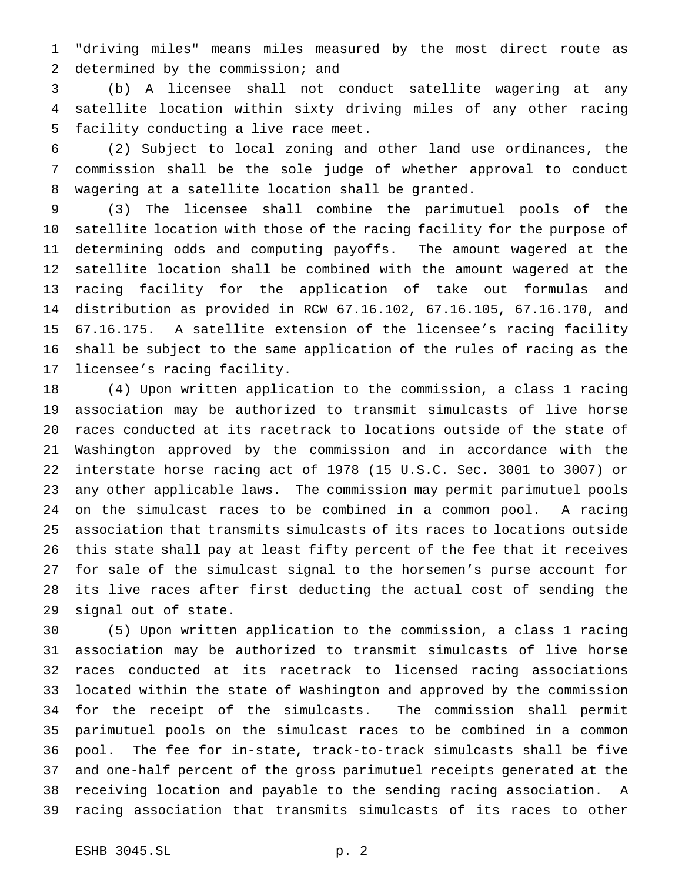"driving miles" means miles measured by the most direct route as determined by the commission; and

(b) A licensee shall not conduct satellite wagering at any satellite location within sixty driving miles of any other racing facility conducting a live race meet.

(2) Subject to local zoning and other land use ordinances, the commission shall be the sole judge of whether approval to conduct wagering at a satellite location shall be granted.

(3) The licensee shall combine the parimutuel pools of the satellite location with those of the racing facility for the purpose of determining odds and computing payoffs. The amount wagered at the satellite location shall be combined with the amount wagered at the racing facility for the application of take out formulas and distribution as provided in RCW 67.16.102, 67.16.105, 67.16.170, and 67.16.175. A satellite extension of the licensee's racing facility shall be subject to the same application of the rules of racing as the licensee's racing facility.

(4) Upon written application to the commission, a class 1 racing association may be authorized to transmit simulcasts of live horse races conducted at its racetrack to locations outside of the state of Washington approved by the commission and in accordance with the interstate horse racing act of 1978 (15 U.S.C. Sec. 3001 to 3007) or any other applicable laws. The commission may permit parimutuel pools on the simulcast races to be combined in a common pool. A racing association that transmits simulcasts of its races to locations outside this state shall pay at least fifty percent of the fee that it receives for sale of the simulcast signal to the horsemen's purse account for its live races after first deducting the actual cost of sending the signal out of state.

(5) Upon written application to the commission, a class 1 racing association may be authorized to transmit simulcasts of live horse races conducted at its racetrack to licensed racing associations located within the state of Washington and approved by the commission for the receipt of the simulcasts. The commission shall permit parimutuel pools on the simulcast races to be combined in a common pool. The fee for in-state, track-to-track simulcasts shall be five and one-half percent of the gross parimutuel receipts generated at the receiving location and payable to the sending racing association. A racing association that transmits simulcasts of its races to other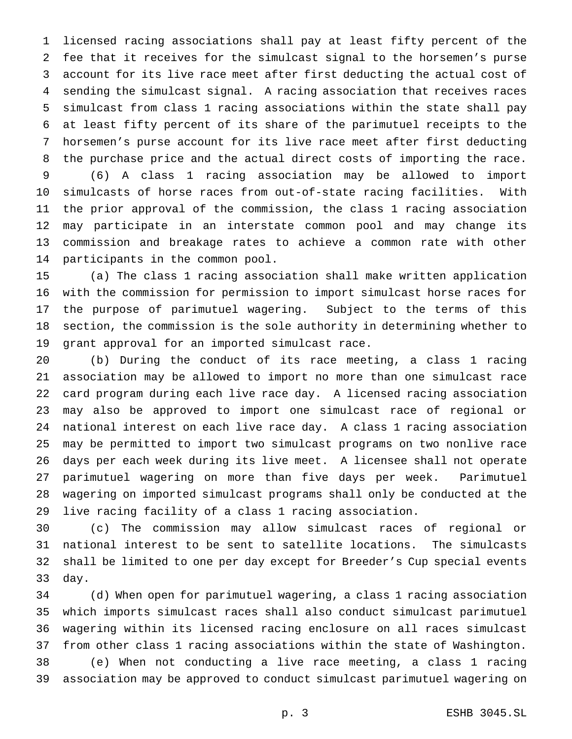licensed racing associations shall pay at least fifty percent of the fee that it receives for the simulcast signal to the horsemen's purse account for its live race meet after first deducting the actual cost of sending the simulcast signal. A racing association that receives races simulcast from class 1 racing associations within the state shall pay at least fifty percent of its share of the parimutuel receipts to the horsemen's purse account for its live race meet after first deducting the purchase price and the actual direct costs of importing the race.

(6) A class 1 racing association may be allowed to import simulcasts of horse races from out-of-state racing facilities. With the prior approval of the commission, the class 1 racing association may participate in an interstate common pool and may change its commission and breakage rates to achieve a common rate with other participants in the common pool.

(a) The class 1 racing association shall make written application with the commission for permission to import simulcast horse races for the purpose of parimutuel wagering. Subject to the terms of this section, the commission is the sole authority in determining whether to grant approval for an imported simulcast race.

(b) During the conduct of its race meeting, a class 1 racing association may be allowed to import no more than one simulcast race card program during each live race day. A licensed racing association may also be approved to import one simulcast race of regional or national interest on each live race day. A class 1 racing association may be permitted to import two simulcast programs on two nonlive race days per each week during its live meet. A licensee shall not operate parimutuel wagering on more than five days per week. Parimutuel wagering on imported simulcast programs shall only be conducted at the live racing facility of a class 1 racing association.

(c) The commission may allow simulcast races of regional or national interest to be sent to satellite locations. The simulcasts shall be limited to one per day except for Breeder's Cup special events day.

(d) When open for parimutuel wagering, a class 1 racing association which imports simulcast races shall also conduct simulcast parimutuel wagering within its licensed racing enclosure on all races simulcast from other class 1 racing associations within the state of Washington.

(e) When not conducting a live race meeting, a class 1 racing association may be approved to conduct simulcast parimutuel wagering on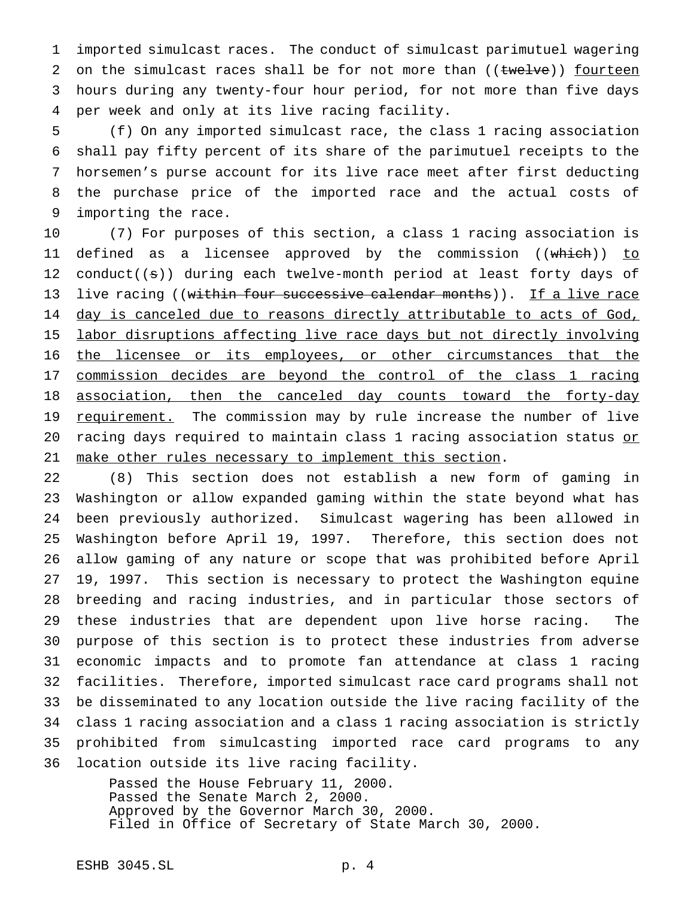imported simulcast races. The conduct of simulcast parimutuel wagering on the simulcast races shall be for not more than ((~~twelve~~)) fourteen hours during any twenty-four hour period, for not more than five days per week and only at its live racing facility.

(f) On any imported simulcast race, the class 1 racing association shall pay fifty percent of its share of the parimutuel receipts to the horsemen's purse account for its live race meet after first deducting the purchase price of the imported race and the actual costs of importing the race.

(7) For purposes of this section, a class 1 racing association is defined as a licensee approved by the commission ((~~which~~)) to conduct((~~s~~)) during each twelve-month period at least forty days of live racing ((~~within four successive calendar months~~)). If a live race day is canceled due to reasons directly attributable to acts of God, labor disruptions affecting live race days but not directly involving the licensee or its employees, or other circumstances that the commission decides are beyond the control of the class 1 racing association, then the canceled day counts toward the forty-day requirement. The commission may by rule increase the number of live racing days required to maintain class 1 racing association status or make other rules necessary to implement this section.

(8) This section does not establish a new form of gaming in Washington or allow expanded gaming within the state beyond what has been previously authorized. Simulcast wagering has been allowed in Washington before April 19, 1997. Therefore, this section does not allow gaming of any nature or scope that was prohibited before April 19, 1997. This section is necessary to protect the Washington equine breeding and racing industries, and in particular those sectors of these industries that are dependent upon live horse racing. The purpose of this section is to protect these industries from adverse economic impacts and to promote fan attendance at class 1 racing facilities. Therefore, imported simulcast race card programs shall not be disseminated to any location outside the live racing facility of the class 1 racing association and a class 1 racing association is strictly prohibited from simulcasting imported race card programs to any location outside its live racing facility.

Passed the House February 11, 2000.
Passed the Senate March 2, 2000.
Approved by the Governor March 30, 2000.
Filed in Office of Secretary of State March 30, 2000.